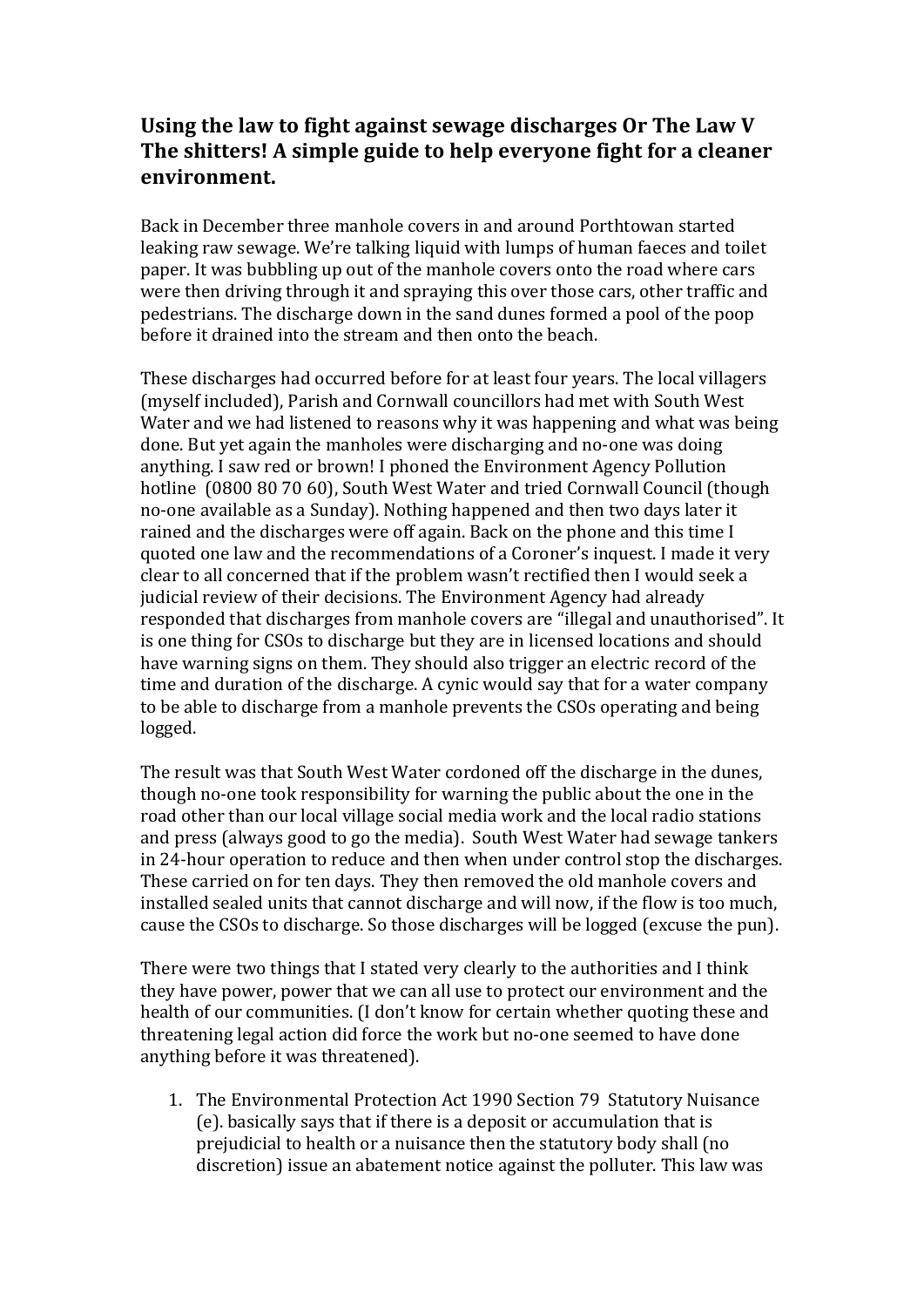## Using the law to fight against sewage discharges Or The Law V The shitters! A simple guide to help everyone fight for a cleaner environment.

Back in December three manhole covers in and around Porthtowan started leaking raw sewage. We're talking liquid with lumps of human faeces and toilet paper. It was bubbling up out of the manhole covers onto the road where cars were then driving through it and spraying this over those cars, other traffic and pedestrians. The discharge down in the sand dunes formed a pool of the poop before it drained into the stream and then onto the beach.

These discharges had occurred before for at least four years. The local villagers (myself included), Parish and Cornwall councillors had met with South West Water and we had listened to reasons why it was happening and what was being done. But yet again the manholes were discharging and no-one was doing anything. I saw red or brown! I phoned the Environment Agency Pollution hotline (0800 80 70 60), South West Water and tried Cornwall Council (though no-one available as a Sunday). Nothing happened and then two days later it rained and the discharges were off again. Back on the phone and this time I quoted one law and the recommendations of a Coroner's inquest. I made it very clear to all concerned that if the problem wasn't rectified then I would seek a judicial review of their decisions. The Environment Agency had already responded that discharges from manhole covers are "illegal and unauthorised". It is one thing for CSOs to discharge but they are in licensed locations and should have warning signs on them. They should also trigger an electric record of the time and duration of the discharge. A cynic would say that for a water company to be able to discharge from a manhole prevents the CSOs operating and being logged.

The result was that South West Water cordoned off the discharge in the dunes, though no-one took responsibility for warning the public about the one in the road other than our local village social media work and the local radio stations and press (always good to go the media). South West Water had sewage tankers in 24-hour operation to reduce and then when under control stop the discharges. These carried on for ten days. They then removed the old manhole covers and installed sealed units that cannot discharge and will now, if the flow is too much, cause the CSOs to discharge. So those discharges will be logged (excuse the pun).

There were two things that I stated very clearly to the authorities and I think they have power, power that we can all use to protect our environment and the health of our communities. (I don't know for certain whether quoting these and threatening legal action did force the work but no-one seemed to have done anything before it was threatened).

1. The Environmental Protection Act 1990 Section 79 Statutory Nuisance (e). basically says that if there is a deposit or accumulation that is prejudicial to health or a nuisance then the statutory body shall (no discretion) issue an abatement notice against the polluter. This law was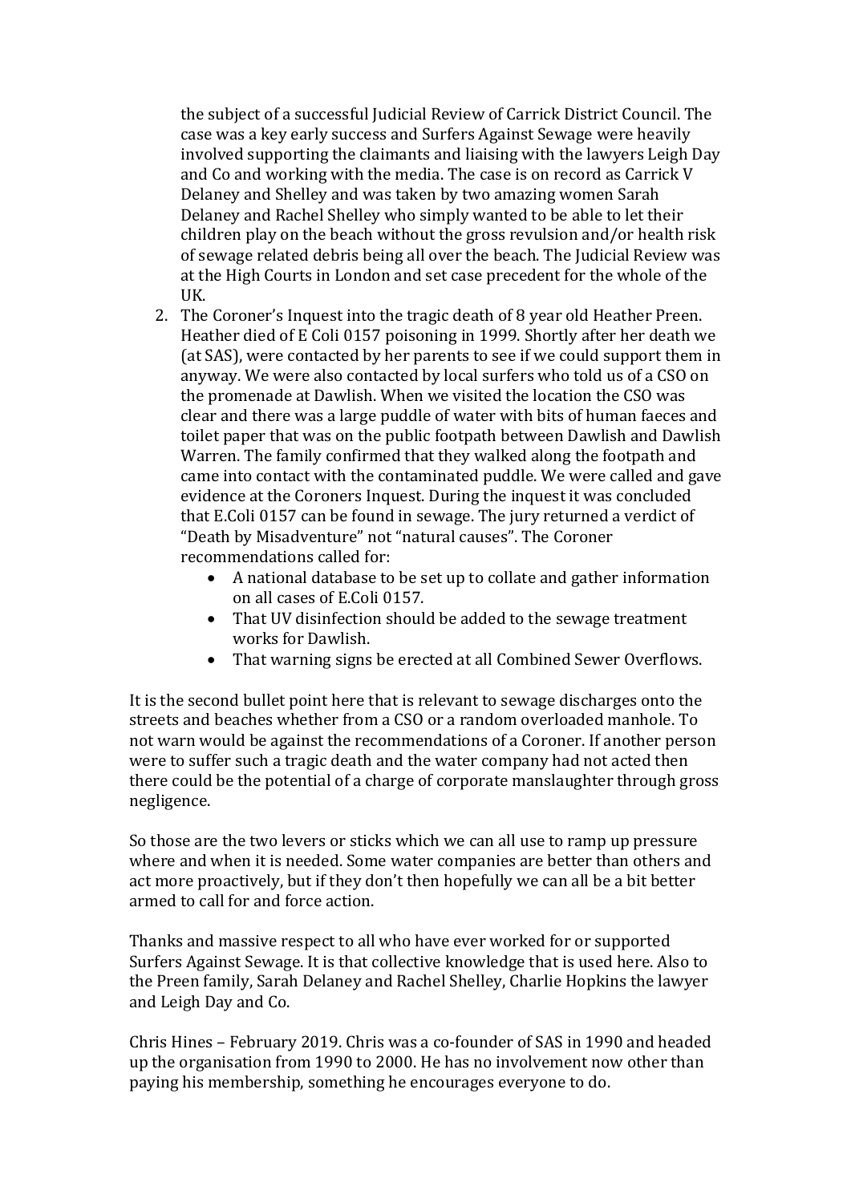the subject of a successful Judicial Review of Carrick District Council. The case was a key early success and Surfers Against Sewage were heavily involved supporting the claimants and liaising with the lawyers Leigh Day and Co and working with the media. The case is on record as Carrick V Delaney and Shelley and was taken by two amazing women Sarah Delaney and Rachel Shelley who simply wanted to be able to let their children play on the beach without the gross revulsion and/or health risk of sewage related debris being all over the beach. The Judicial Review was at the High Courts in London and set case precedent for the whole of the UK.

2. The Coroner's Inquest into the tragic death of 8 year old Heather Preen. Heather died of E Coli 0157 poisoning in 1999. Shortly after her death we (at SAS), were contacted by her parents to see if we could support them in anyway. We were also contacted by local surfers who told us of a CSO on the promenade at Dawlish. When we visited the location the CSO was clear and there was a large puddle of water with bits of human faeces and toilet paper that was on the public footpath between Dawlish and Dawlish Warren. The family confirmed that they walked along the footpath and came into contact with the contaminated puddle. We were called and gave evidence at the Coroners Inquest. During the inquest it was concluded that E.Coli 0157 can be found in sewage. The jury returned a verdict of "Death by Misadventure" not "natural causes". The Coroner recommendations called for:
   - A national database to be set up to collate and gather information on all cases of E.Coli 0157.
   - That UV disinfection should be added to the sewage treatment works for Dawlish.
   - That warning signs be erected at all Combined Sewer Overflows.

It is the second bullet point here that is relevant to sewage discharges onto the streets and beaches whether from a CSO or a random overloaded manhole. To not warn would be against the recommendations of a Coroner. If another person were to suffer such a tragic death and the water company had not acted then there could be the potential of a charge of corporate manslaughter through gross negligence.

So those are the two levers or sticks which we can all use to ramp up pressure where and when it is needed. Some water companies are better than others and act more proactively, but if they don't then hopefully we can all be a bit better armed to call for and force action.

Thanks and massive respect to all who have ever worked for or supported Surfers Against Sewage. It is that collective knowledge that is used here. Also to the Preen family, Sarah Delaney and Rachel Shelley, Charlie Hopkins the lawyer and Leigh Day and Co.

Chris Hines – February 2019. Chris was a co-founder of SAS in 1990 and headed up the organisation from 1990 to 2000. He has no involvement now other than paying his membership, something he encourages everyone to do.